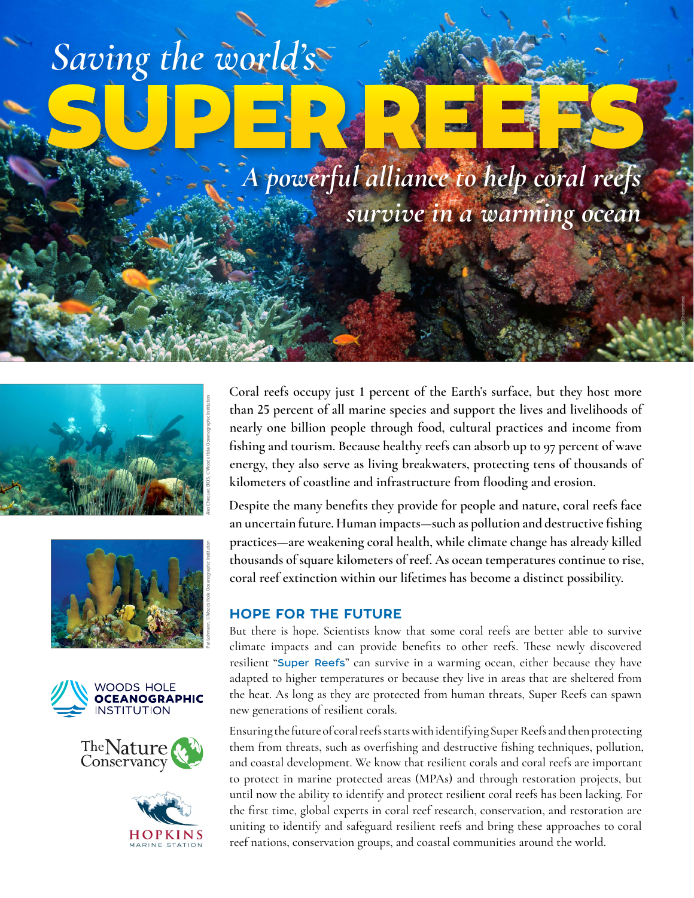# *Saving the world's* SUPER REEFS

*A powerful alliance to help coral reefs survive in a warming ocean*

Coral reefs occupy just 1 percent of the Earth's surface, but they host more than 25 percent of all marine species and support the lives and livelihoods of nearly one billion people through food, cultural practices and income from fishing and tourism. Because healthy reefs can absorb up to 97 percent of wave energy, they also serve as living breakwaters, protecting tens of thousands of kilometers of coastline and infrastructure from flooding and erosion.

Despite the many benefits they provide for people and nature, coral reefs face an uncertain future. Human impacts—such as pollution and destructive fishing practices—are weakening coral health, while climate change has already killed thousands of square kilometers of reef. As ocean temperatures continue to rise, coral reef extinction within our lifetimes has become a distinct possibility.

## HOPE FOR THE FUTURE

But there is hope. Scientists know that some coral reefs are better able to survive climate impacts and can provide benefits to other reefs. These newly discovered resilient "Super Reefs" can survive in a warming ocean, either because they have adapted to higher temperatures or because they live in areas that are sheltered from the heat. As long as they are protected from human threats, Super Reefs can spawn new generations of resilient corals.

Ensuring the future of coral reefs starts with identifying Super Reefs and then protecting them from threats, such as overfishing and destructive fishing techniques, pollution, and coastal development. We know that resilient corals and coral reefs are important to protect in marine protected areas (MPAs) and through restoration projects, but until now the ability to identify and protect resilient coral reefs has been lacking. For the first time, global experts in coral reef research, conservation, and restoration are uniting to identify and safeguard resilient reefs and bring these approaches to coral reef nations, conservation groups, and coastal communities around the world.

WOODS HOLE OCEANOGRAPHIC INSTITUTION

The Nature Conservancy

HOPKINS MARINE STATION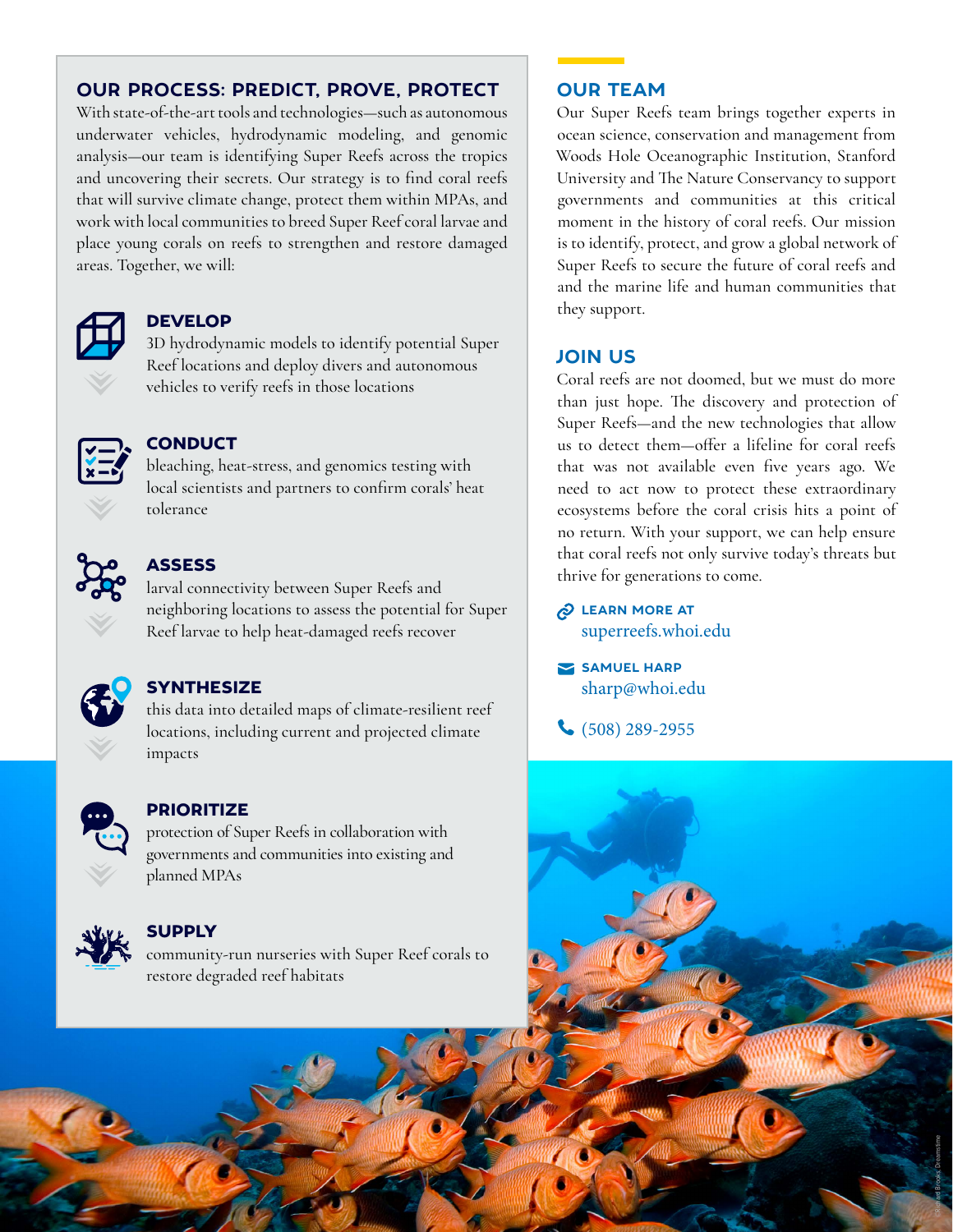## OUR PROCESS: PREDICT, PROVE, PROTECT

With state-of-the-art tools and technologies—such as autonomous underwater vehicles, hydrodynamic modeling, and genomic analysis—our team is identifying Super Reefs across the tropics and uncovering their secrets. Our strategy is to find coral reefs that will survive climate change, protect them within MPAs, and work with local communities to breed Super Reef coral larvae and place young corals on reefs to strengthen and restore damaged areas. Together, we will:

### DEVELOP

3D hydrodynamic models to identify potential Super Reef locations and deploy divers and autonomous vehicles to verify reefs in those locations

### CONDUCT

bleaching, heat-stress, and genomics testing with local scientists and partners to confirm corals' heat tolerance

### ASSESS

larval connectivity between Super Reefs and neighboring locations to assess the potential for Super Reef larvae to help heat-damaged reefs recover

### SYNTHESIZE

this data into detailed maps of climate-resilient reef locations, including current and projected climate impacts

### PRIORITIZE

protection of Super Reefs in collaboration with governments and communities into existing and planned MPAs

### SUPPLY

community-run nurseries with Super Reef corals to restore degraded reef habitats

## OUR TEAM

Our Super Reefs team brings together experts in ocean science, conservation and management from Woods Hole Oceanographic Institution, Stanford University and The Nature Conservancy to support governments and communities at this critical moment in the history of coral reefs. Our mission is to identify, protect, and grow a global network of Super Reefs to secure the future of coral reefs and and the marine life and human communities that they support.

## JOIN US

Coral reefs are not doomed, but we must do more than just hope. The discovery and protection of Super Reefs—and the new technologies that allow us to detect them—offer a lifeline for coral reefs that was not available even five years ago. We need to act now to protect these extraordinary ecosystems before the coral crisis hits a point of no return. With your support, we can help ensure that coral reefs not only survive today's threats but thrive for generations to come.

**LEARN MORE AT**
superreefs.whoi.edu

**SAMUEL HARP**
sharp@whoi.edu

(508) 289-2955

© Richard Brooks, Dreamstime